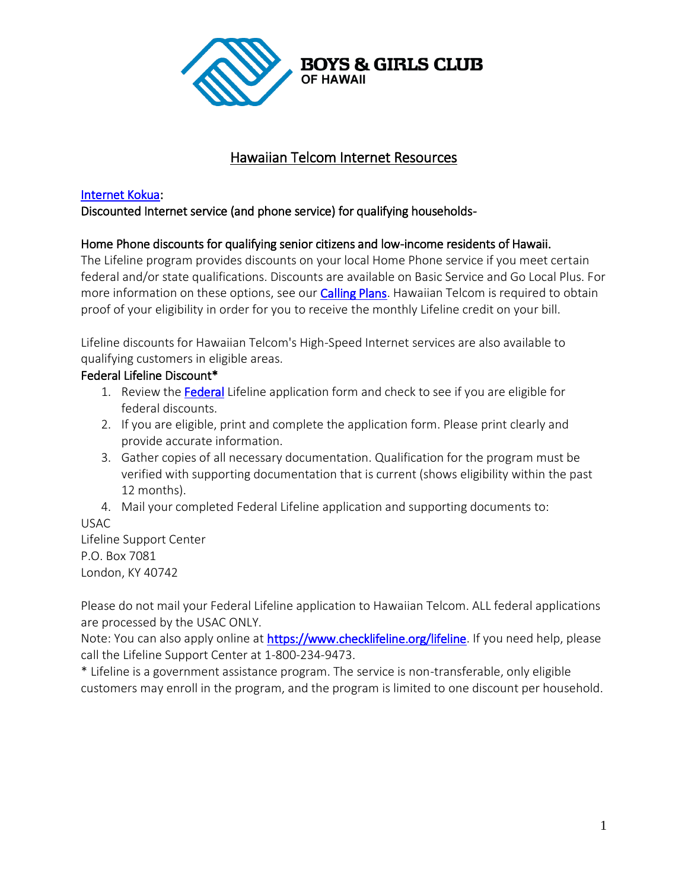BOYS & GIRLS CLUB OF HAWAII

# Hawaiian Telcom Internet Resources

Internet Kokua:

Discounted Internet service (and phone service) for qualifying households-

**Home Phone discounts for qualifying senior citizens and low-income residents of Hawaii.**

The Lifeline program provides discounts on your local Home Phone service if you meet certain federal and/or state qualifications. Discounts are available on Basic Service and Go Local Plus. For more information on these options, see our Calling Plans. Hawaiian Telcom is required to obtain proof of your eligibility in order for you to receive the monthly Lifeline credit on your bill.

Lifeline discounts for Hawaiian Telcom's High-Speed Internet services are also available to qualifying customers in eligible areas.

**Federal Lifeline Discount***

1. Review the Federal Lifeline application form and check to see if you are eligible for federal discounts.
2. If you are eligible, print and complete the application form. Please print clearly and provide accurate information.
3. Gather copies of all necessary documentation. Qualification for the program must be verified with supporting documentation that is current (shows eligibility within the past 12 months).
4. Mail your completed Federal Lifeline application and supporting documents to:

USAC
Lifeline Support Center
P.O. Box 7081
London, KY 40742

Please do not mail your Federal Lifeline application to Hawaiian Telcom. ALL federal applications are processed by the USAC ONLY.

Note: You can also apply online at https://www.checklifeline.org/lifeline. If you need help, please call the Lifeline Support Center at 1-800-234-9473.

* Lifeline is a government assistance program. The service is non-transferable, only eligible customers may enroll in the program, and the program is limited to one discount per household.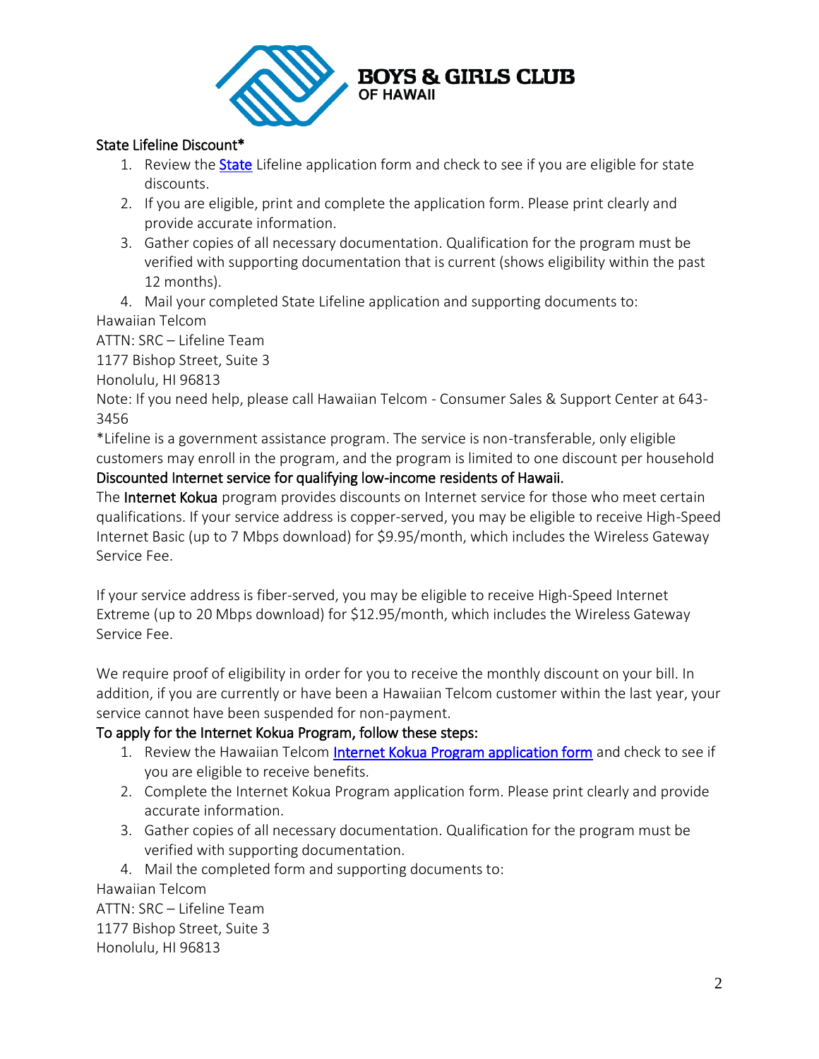**BOYS & GIRLS CLUB OF HAWAII**

State Lifeline Discount*

1. Review the State Lifeline application form and check to see if you are eligible for state discounts.
2. If you are eligible, print and complete the application form. Please print clearly and provide accurate information.
3. Gather copies of all necessary documentation. Qualification for the program must be verified with supporting documentation that is current (shows eligibility within the past 12 months).
4. Mail your completed State Lifeline application and supporting documents to:

Hawaiian Telcom
ATTN: SRC – Lifeline Team
1177 Bishop Street, Suite 3
Honolulu, HI 96813

Note: If you need help, please call Hawaiian Telcom - Consumer Sales & Support Center at 643-3456

*Lifeline is a government assistance program. The service is non-transferable, only eligible customers may enroll in the program, and the program is limited to one discount per household

Discounted Internet service for qualifying low-income residents of Hawaii.

The Internet Kokua program provides discounts on Internet service for those who meet certain qualifications. If your service address is copper-served, you may be eligible to receive High-Speed Internet Basic (up to 7 Mbps download) for $9.95/month, which includes the Wireless Gateway Service Fee.

If your service address is fiber-served, you may be eligible to receive High-Speed Internet Extreme (up to 20 Mbps download) for $12.95/month, which includes the Wireless Gateway Service Fee.

We require proof of eligibility in order for you to receive the monthly discount on your bill. In addition, if you are currently or have been a Hawaiian Telcom customer within the last year, your service cannot have been suspended for non-payment.

To apply for the Internet Kokua Program, follow these steps:

1. Review the Hawaiian Telcom Internet Kokua Program application form and check to see if you are eligible to receive benefits.
2. Complete the Internet Kokua Program application form. Please print clearly and provide accurate information.
3. Gather copies of all necessary documentation. Qualification for the program must be verified with supporting documentation.
4. Mail the completed form and supporting documents to:

Hawaiian Telcom
ATTN: SRC – Lifeline Team
1177 Bishop Street, Suite 3
Honolulu, HI 96813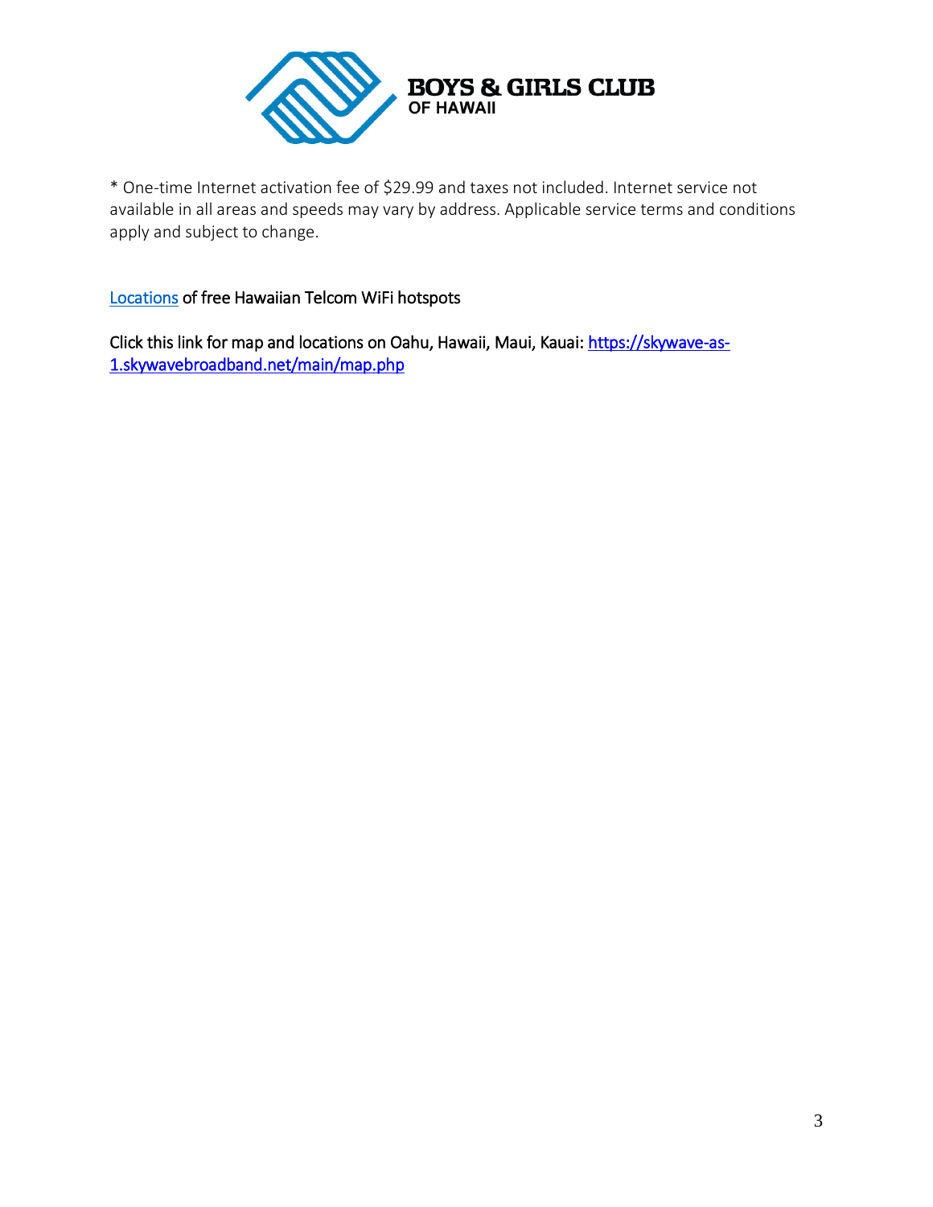* One-time Internet activation fee of $29.99 and taxes not included. Internet service not available in all areas and speeds may vary by address. Applicable service terms and conditions apply and subject to change.

Locations of free Hawaiian Telcom WiFi hotspots

Click this link for map and locations on Oahu, Hawaii, Maui, Kauai: https://skywave-as-1.skywavebroadband.net/main/map.php